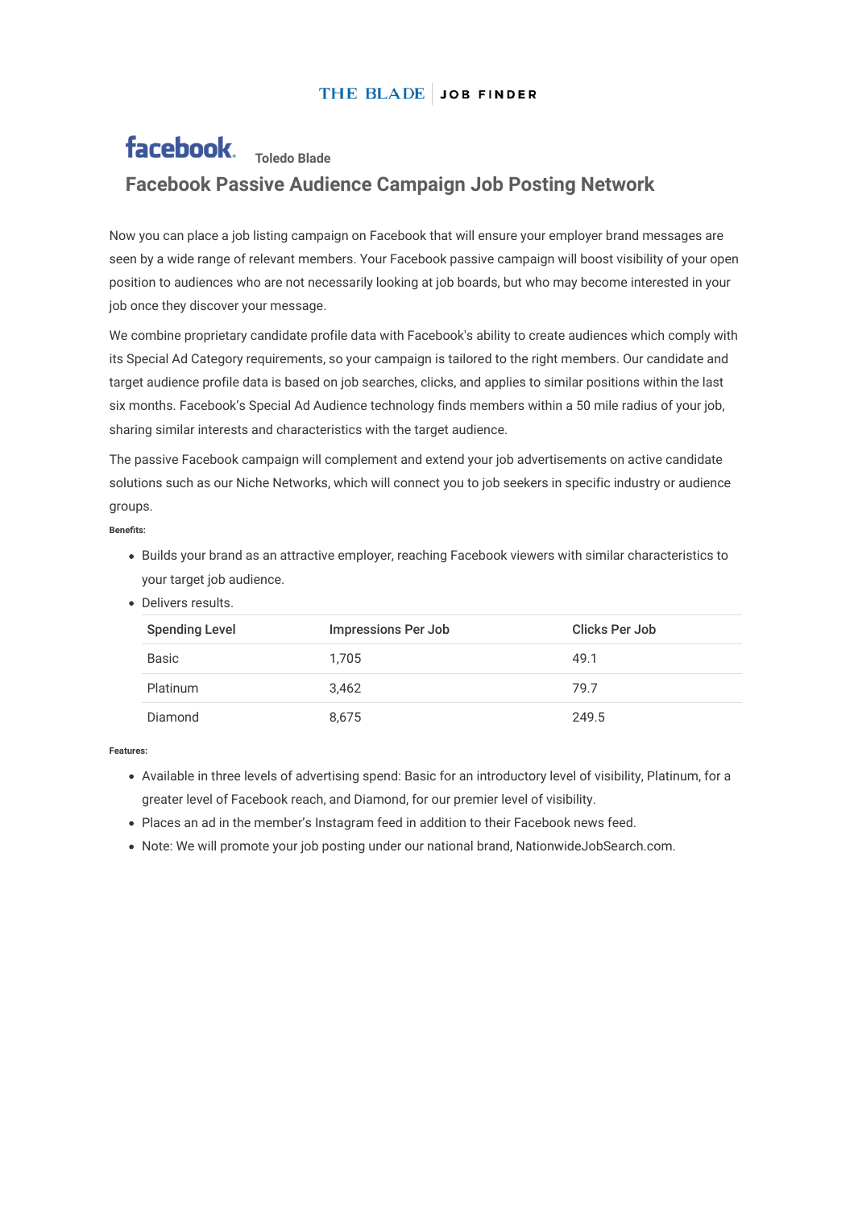THE BLADE | JOB FINDER

facebook. **Toledo Blade**

## Facebook Passive Audience Campaign Job Posting Network

Now you can place a job listing campaign on Facebook that will ensure your employer brand messages are seen by a wide range of relevant members. Your Facebook passive campaign will boost visibility of your open position to audiences who are not necessarily looking at job boards, but who may become interested in your job once they discover your message.

We combine proprietary candidate profile data with Facebook's ability to create audiences which comply with its Special Ad Category requirements, so your campaign is tailored to the right members. Our candidate and target audience profile data is based on job searches, clicks, and applies to similar positions within the last six months. Facebook's Special Ad Audience technology finds members within a 50 mile radius of your job, sharing similar interests and characteristics with the target audience.

The passive Facebook campaign will complement and extend your job advertisements on active candidate solutions such as our Niche Networks, which will connect you to job seekers in specific industry or audience groups.

**Benefits:**

- Builds your brand as an attractive employer, reaching Facebook viewers with similar characteristics to your target job audience.
- Delivers results.

| Spending Level | Impressions Per Job | Clicks Per Job |
|---|---|---|
| Basic | 1,705 | 49.1 |
| Platinum | 3,462 | 79.7 |
| Diamond | 8,675 | 249.5 |

**Features:**

- Available in three levels of advertising spend: Basic for an introductory level of visibility, Platinum, for a greater level of Facebook reach, and Diamond, for our premier level of visibility.
- Places an ad in the member's Instagram feed in addition to their Facebook news feed.
- Note: We will promote your job posting under our national brand, NationwideJobSearch.com.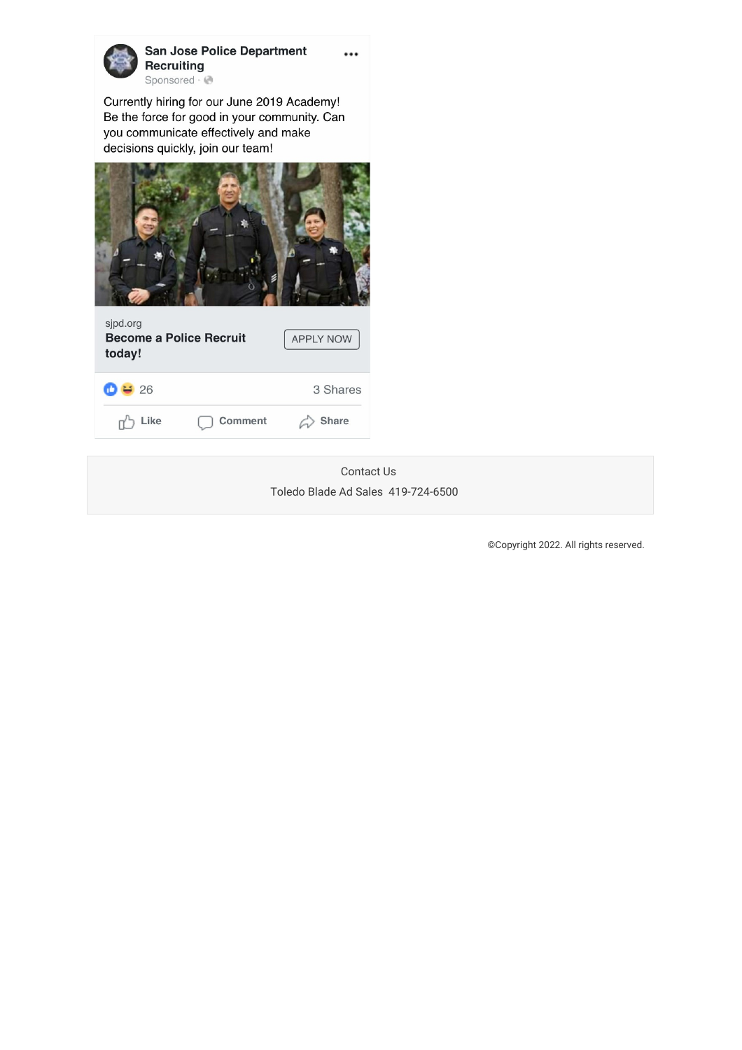**San Jose Police Department Recruiting**
Sponsored

Currently hiring for our June 2019 Academy! Be the force for good in your community. Can you communicate effectively and make decisions quickly, join our team!

sjpd.org
**Become a Police Recruit today!**

APPLY NOW

26 · 3 Shares

Like · Comment · Share

Contact Us

Toledo Blade Ad Sales 419-724-6500

©Copyright 2022. All rights reserved.